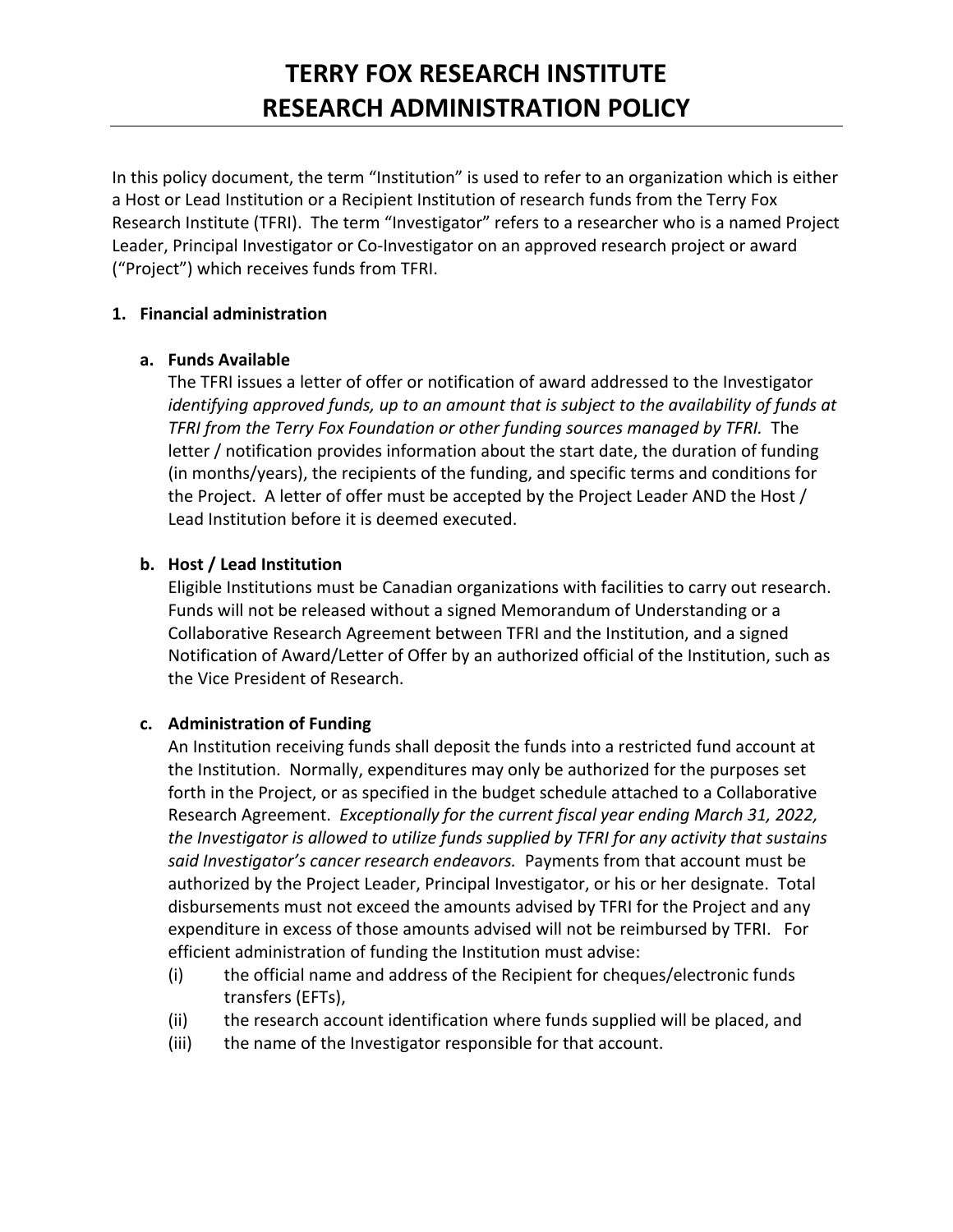# TERRY FOX RESEARCH INSTITUTE
# RESEARCH ADMINISTRATION POLICY

In this policy document, the term "Institution" is used to refer to an organization which is either a Host or Lead Institution or a Recipient Institution of research funds from the Terry Fox Research Institute (TFRI). The term "Investigator" refers to a researcher who is a named Project Leader, Principal Investigator or Co-Investigator on an approved research project or award ("Project") which receives funds from TFRI.

## 1. Financial administration

### a. Funds Available

The TFRI issues a letter of offer or notification of award addressed to the Investigator *identifying approved funds, up to an amount that is subject to the availability of funds at TFRI from the Terry Fox Foundation or other funding sources managed by TFRI.* The letter / notification provides information about the start date, the duration of funding (in months/years), the recipients of the funding, and specific terms and conditions for the Project. A letter of offer must be accepted by the Project Leader AND the Host / Lead Institution before it is deemed executed.

### b. Host / Lead Institution

Eligible Institutions must be Canadian organizations with facilities to carry out research. Funds will not be released without a signed Memorandum of Understanding or a Collaborative Research Agreement between TFRI and the Institution, and a signed Notification of Award/Letter of Offer by an authorized official of the Institution, such as the Vice President of Research.

### c. Administration of Funding

An Institution receiving funds shall deposit the funds into a restricted fund account at the Institution. Normally, expenditures may only be authorized for the purposes set forth in the Project, or as specified in the budget schedule attached to a Collaborative Research Agreement. *Exceptionally for the current fiscal year ending March 31, 2022, the Investigator is allowed to utilize funds supplied by TFRI for any activity that sustains said Investigator's cancer research endeavors.* Payments from that account must be authorized by the Project Leader, Principal Investigator, or his or her designate. Total disbursements must not exceed the amounts advised by TFRI for the Project and any expenditure in excess of those amounts advised will not be reimbursed by TFRI. For efficient administration of funding the Institution must advise:

(i) the official name and address of the Recipient for cheques/electronic funds transfers (EFTs),

(ii) the research account identification where funds supplied will be placed, and

(iii) the name of the Investigator responsible for that account.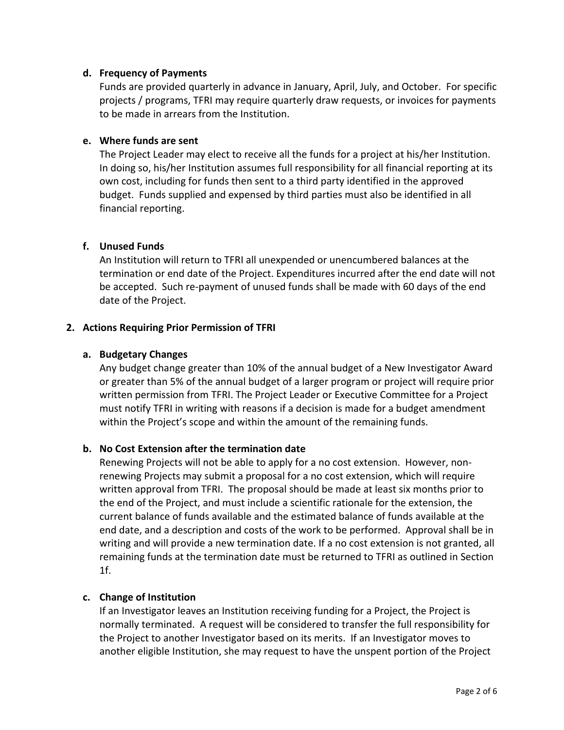**d. Frequency of Payments**

Funds are provided quarterly in advance in January, April, July, and October. For specific projects / programs, TFRI may require quarterly draw requests, or invoices for payments to be made in arrears from the Institution.

**e. Where funds are sent**

The Project Leader may elect to receive all the funds for a project at his/her Institution. In doing so, his/her Institution assumes full responsibility for all financial reporting at its own cost, including for funds then sent to a third party identified in the approved budget. Funds supplied and expensed by third parties must also be identified in all financial reporting.

**f. Unused Funds**

An Institution will return to TFRI all unexpended or unencumbered balances at the termination or end date of the Project. Expenditures incurred after the end date will not be accepted. Such re-payment of unused funds shall be made with 60 days of the end date of the Project.

## 2. Actions Requiring Prior Permission of TFRI

**a. Budgetary Changes**

Any budget change greater than 10% of the annual budget of a New Investigator Award or greater than 5% of the annual budget of a larger program or project will require prior written permission from TFRI. The Project Leader or Executive Committee for a Project must notify TFRI in writing with reasons if a decision is made for a budget amendment within the Project's scope and within the amount of the remaining funds.

**b. No Cost Extension after the termination date**

Renewing Projects will not be able to apply for a no cost extension. However, non-renewing Projects may submit a proposal for a no cost extension, which will require written approval from TFRI. The proposal should be made at least six months prior to the end of the Project, and must include a scientific rationale for the extension, the current balance of funds available and the estimated balance of funds available at the end date, and a description and costs of the work to be performed. Approval shall be in writing and will provide a new termination date. If a no cost extension is not granted, all remaining funds at the termination date must be returned to TFRI as outlined in Section 1f.

**c. Change of Institution**

If an Investigator leaves an Institution receiving funding for a Project, the Project is normally terminated. A request will be considered to transfer the full responsibility for the Project to another Investigator based on its merits. If an Investigator moves to another eligible Institution, she may request to have the unspent portion of the Project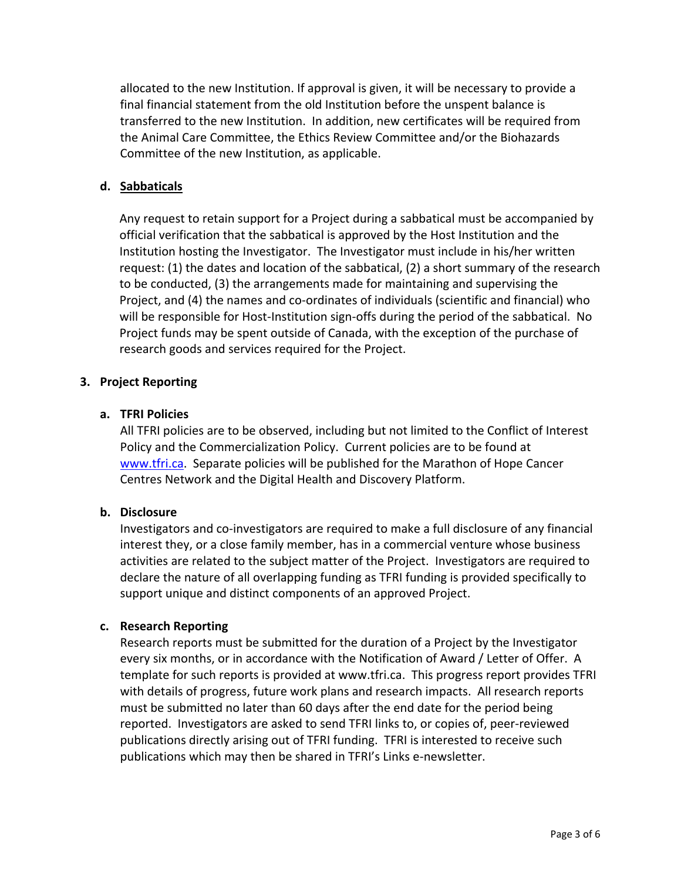allocated to the new Institution. If approval is given, it will be necessary to provide a final financial statement from the old Institution before the unspent balance is transferred to the new Institution. In addition, new certificates will be required from the Animal Care Committee, the Ethics Review Committee and/or the Biohazards Committee of the new Institution, as applicable.

**d. Sabbaticals**

Any request to retain support for a Project during a sabbatical must be accompanied by official verification that the sabbatical is approved by the Host Institution and the Institution hosting the Investigator. The Investigator must include in his/her written request: (1) the dates and location of the sabbatical, (2) a short summary of the research to be conducted, (3) the arrangements made for maintaining and supervising the Project, and (4) the names and co-ordinates of individuals (scientific and financial) who will be responsible for Host-Institution sign-offs during the period of the sabbatical. No Project funds may be spent outside of Canada, with the exception of the purchase of research goods and services required for the Project.

## 3. Project Reporting

**a. TFRI Policies**

All TFRI policies are to be observed, including but not limited to the Conflict of Interest Policy and the Commercialization Policy. Current policies are to be found at [www.tfri.ca](http://www.tfri.ca). Separate policies will be published for the Marathon of Hope Cancer Centres Network and the Digital Health and Discovery Platform.

**b. Disclosure**

Investigators and co-investigators are required to make a full disclosure of any financial interest they, or a close family member, has in a commercial venture whose business activities are related to the subject matter of the Project. Investigators are required to declare the nature of all overlapping funding as TFRI funding is provided specifically to support unique and distinct components of an approved Project.

**c. Research Reporting**

Research reports must be submitted for the duration of a Project by the Investigator every six months, or in accordance with the Notification of Award / Letter of Offer. A template for such reports is provided at www.tfri.ca. This progress report provides TFRI with details of progress, future work plans and research impacts. All research reports must be submitted no later than 60 days after the end date for the period being reported. Investigators are asked to send TFRI links to, or copies of, peer-reviewed publications directly arising out of TFRI funding. TFRI is interested to receive such publications which may then be shared in TFRI's Links e-newsletter.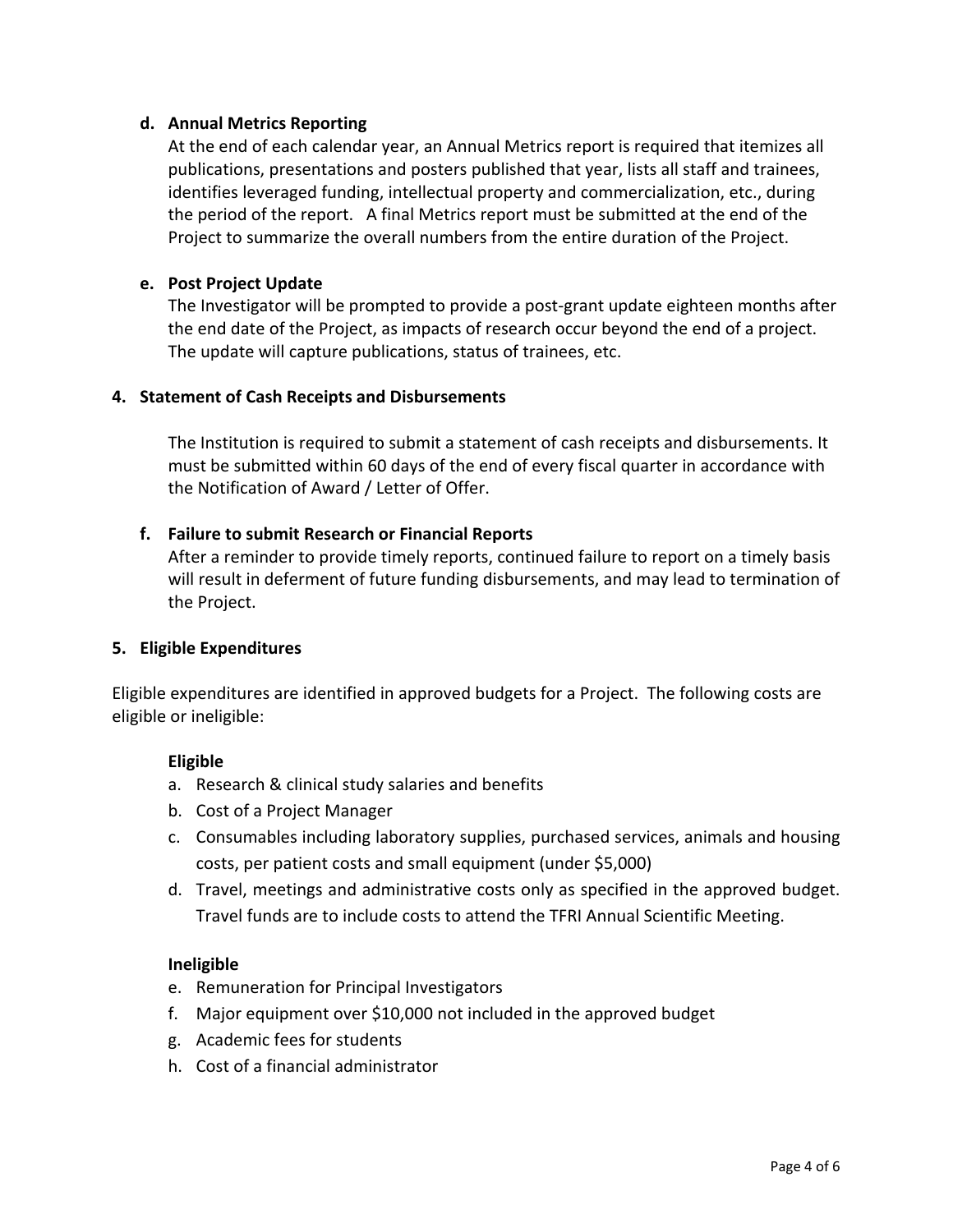**d. Annual Metrics Reporting**

At the end of each calendar year, an Annual Metrics report is required that itemizes all publications, presentations and posters published that year, lists all staff and trainees, identifies leveraged funding, intellectual property and commercialization, etc., during the period of the report. A final Metrics report must be submitted at the end of the Project to summarize the overall numbers from the entire duration of the Project.

**e. Post Project Update**

The Investigator will be prompted to provide a post-grant update eighteen months after the end date of the Project, as impacts of research occur beyond the end of a project. The update will capture publications, status of trainees, etc.

**4. Statement of Cash Receipts and Disbursements**

The Institution is required to submit a statement of cash receipts and disbursements. It must be submitted within 60 days of the end of every fiscal quarter in accordance with the Notification of Award / Letter of Offer.

**f. Failure to submit Research or Financial Reports**

After a reminder to provide timely reports, continued failure to report on a timely basis will result in deferment of future funding disbursements, and may lead to termination of the Project.

**5. Eligible Expenditures**

Eligible expenditures are identified in approved budgets for a Project. The following costs are eligible or ineligible:

**Eligible**

a. Research & clinical study salaries and benefits
b. Cost of a Project Manager
c. Consumables including laboratory supplies, purchased services, animals and housing costs, per patient costs and small equipment (under $5,000)
d. Travel, meetings and administrative costs only as specified in the approved budget. Travel funds are to include costs to attend the TFRI Annual Scientific Meeting.

**Ineligible**

e. Remuneration for Principal Investigators
f. Major equipment over $10,000 not included in the approved budget
g. Academic fees for students
h. Cost of a financial administrator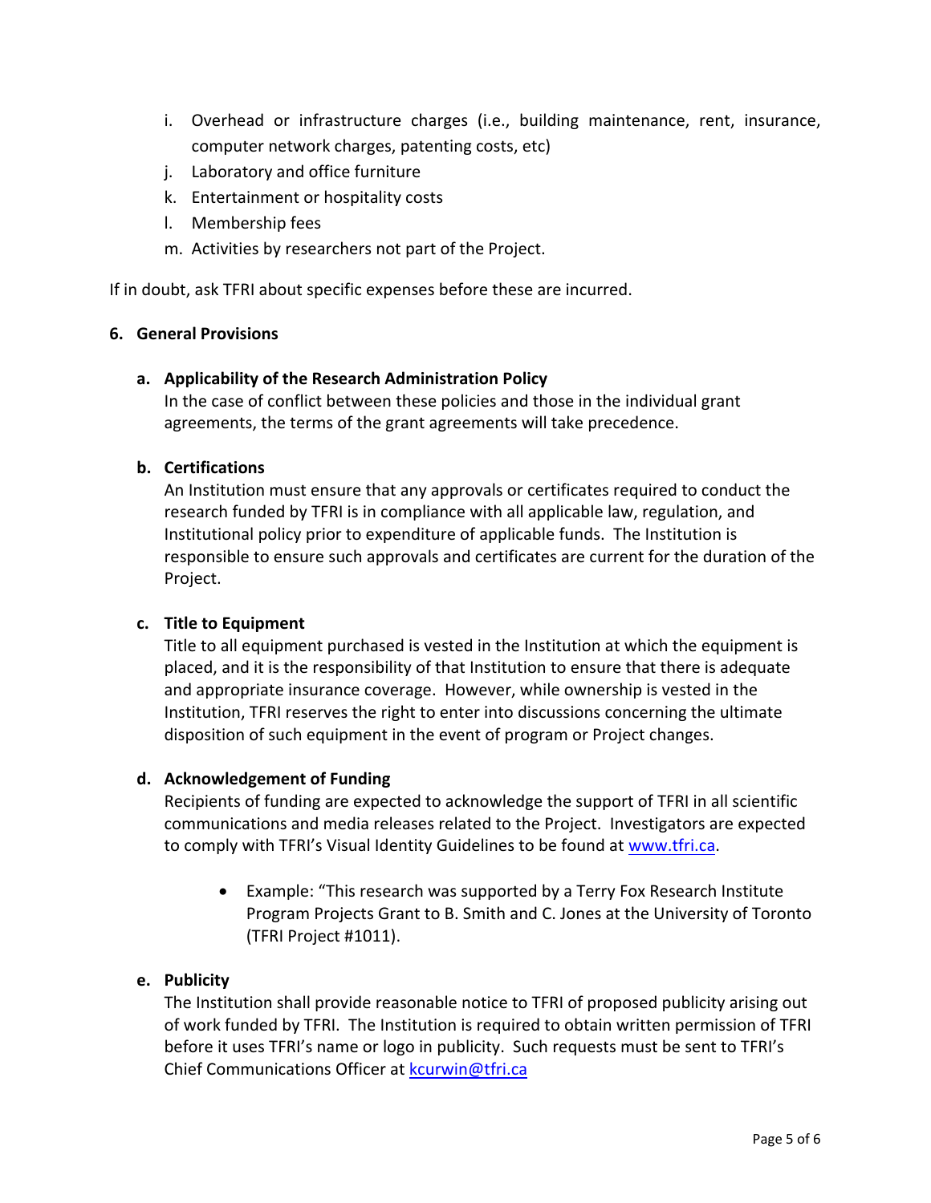i. Overhead or infrastructure charges (i.e., building maintenance, rent, insurance, computer network charges, patenting costs, etc)
j. Laboratory and office furniture
k. Entertainment or hospitality costs
l. Membership fees
m. Activities by researchers not part of the Project.

If in doubt, ask TFRI about specific expenses before these are incurred.

## 6. General Provisions

### a. Applicability of the Research Administration Policy

In the case of conflict between these policies and those in the individual grant agreements, the terms of the grant agreements will take precedence.

### b. Certifications

An Institution must ensure that any approvals or certificates required to conduct the research funded by TFRI is in compliance with all applicable law, regulation, and Institutional policy prior to expenditure of applicable funds. The Institution is responsible to ensure such approvals and certificates are current for the duration of the Project.

### c. Title to Equipment

Title to all equipment purchased is vested in the Institution at which the equipment is placed, and it is the responsibility of that Institution to ensure that there is adequate and appropriate insurance coverage. However, while ownership is vested in the Institution, TFRI reserves the right to enter into discussions concerning the ultimate disposition of such equipment in the event of program or Project changes.

### d. Acknowledgement of Funding

Recipients of funding are expected to acknowledge the support of TFRI in all scientific communications and media releases related to the Project. Investigators are expected to comply with TFRI's Visual Identity Guidelines to be found at [www.tfri.ca](http://www.tfri.ca).

- Example: "This research was supported by a Terry Fox Research Institute Program Projects Grant to B. Smith and C. Jones at the University of Toronto (TFRI Project #1011).

### e. Publicity

The Institution shall provide reasonable notice to TFRI of proposed publicity arising out of work funded by TFRI. The Institution is required to obtain written permission of TFRI before it uses TFRI's name or logo in publicity. Such requests must be sent to TFRI's Chief Communications Officer at [kcurwin@tfri.ca](mailto:kcurwin@tfri.ca)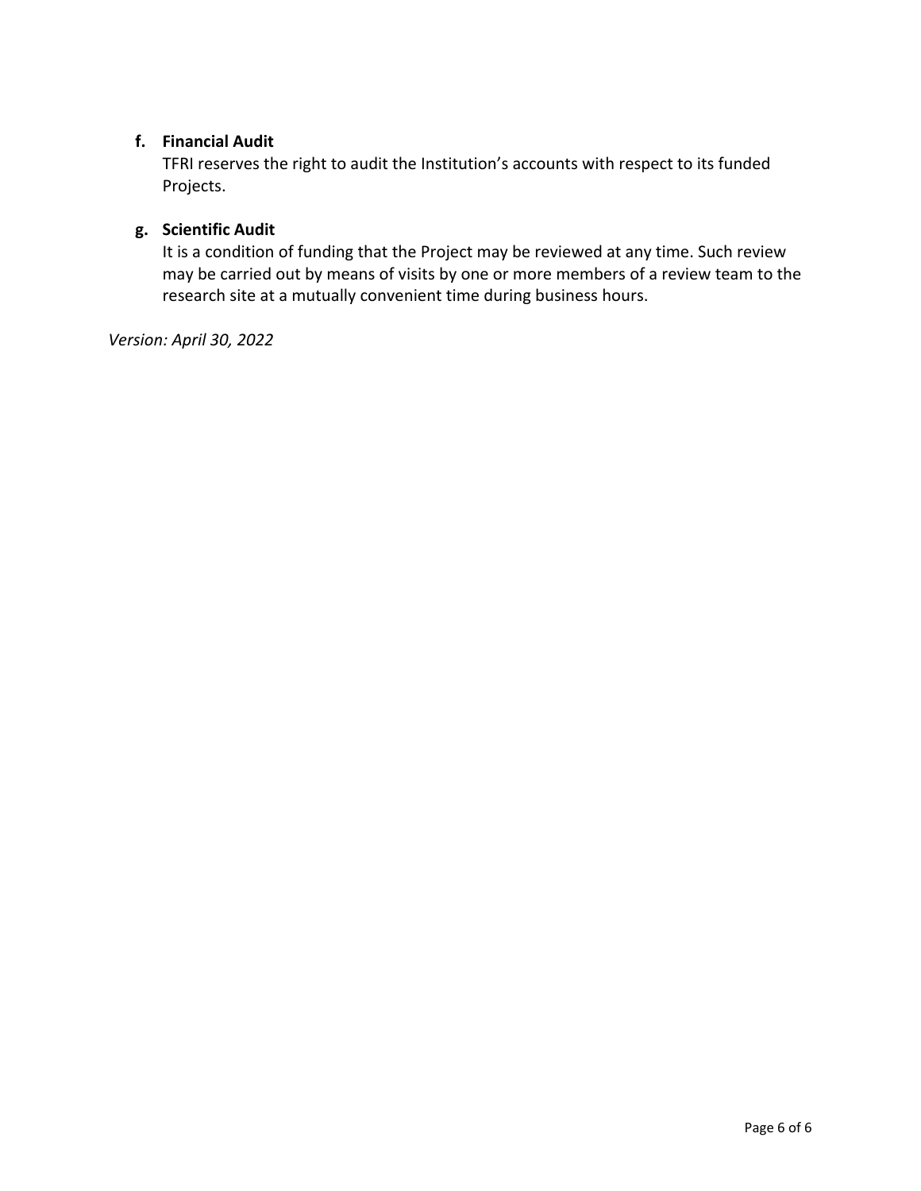**f. Financial Audit**

TFRI reserves the right to audit the Institution's accounts with respect to its funded Projects.

**g. Scientific Audit**

It is a condition of funding that the Project may be reviewed at any time. Such review may be carried out by means of visits by one or more members of a review team to the research site at a mutually convenient time during business hours.

*Version: April 30, 2022*